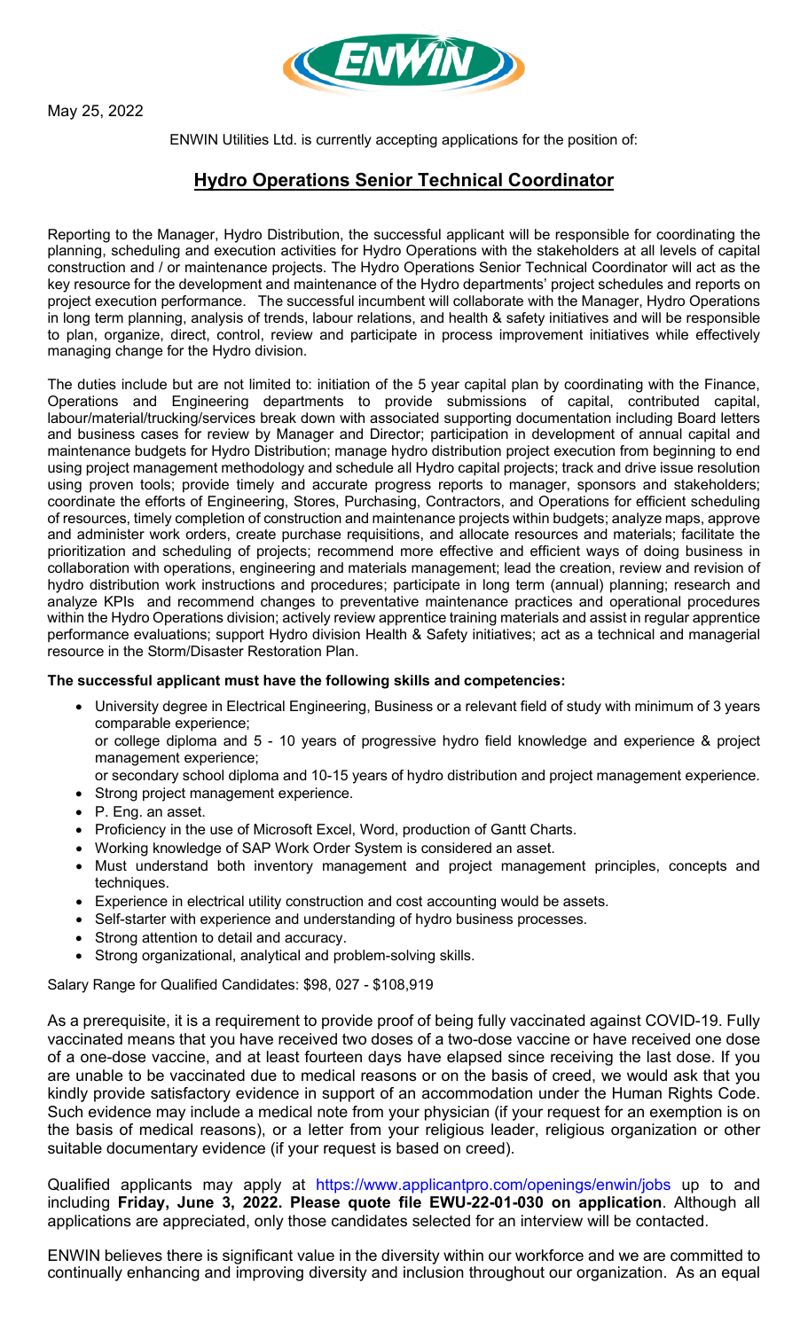May 25, 2022

ENWIN Utilities Ltd. is currently accepting applications for the position of:

# Hydro Operations Senior Technical Coordinator

Reporting to the Manager, Hydro Distribution, the successful applicant will be responsible for coordinating the planning, scheduling and execution activities for Hydro Operations with the stakeholders at all levels of capital construction and / or maintenance projects. The Hydro Operations Senior Technical Coordinator will act as the key resource for the development and maintenance of the Hydro departments' project schedules and reports on project execution performance. The successful incumbent will collaborate with the Manager, Hydro Operations in long term planning, analysis of trends, labour relations, and health & safety initiatives and will be responsible to plan, organize, direct, control, review and participate in process improvement initiatives while effectively managing change for the Hydro division.

The duties include but are not limited to: initiation of the 5 year capital plan by coordinating with the Finance, Operations and Engineering departments to provide submissions of capital, contributed capital, labour/material/trucking/services break down with associated supporting documentation including Board letters and business cases for review by Manager and Director; participation in development of annual capital and maintenance budgets for Hydro Distribution; manage hydro distribution project execution from beginning to end using project management methodology and schedule all Hydro capital projects; track and drive issue resolution using proven tools; provide timely and accurate progress reports to manager, sponsors and stakeholders; coordinate the efforts of Engineering, Stores, Purchasing, Contractors, and Operations for efficient scheduling of resources, timely completion of construction and maintenance projects within budgets; analyze maps, approve and administer work orders, create purchase requisitions, and allocate resources and materials; facilitate the prioritization and scheduling of projects; recommend more effective and efficient ways of doing business in collaboration with operations, engineering and materials management; lead the creation, review and revision of hydro distribution work instructions and procedures; participate in long term (annual) planning; research and analyze KPIs and recommend changes to preventative maintenance practices and operational procedures within the Hydro Operations division; actively review apprentice training materials and assist in regular apprentice performance evaluations; support Hydro division Health & Safety initiatives; act as a technical and managerial resource in the Storm/Disaster Restoration Plan.

**The successful applicant must have the following skills and competencies:**

- University degree in Electrical Engineering, Business or a relevant field of study with minimum of 3 years comparable experience;
  or college diploma and 5 - 10 years of progressive hydro field knowledge and experience & project management experience;
  or secondary school diploma and 10-15 years of hydro distribution and project management experience.
- Strong project management experience.
- P. Eng. an asset.
- Proficiency in the use of Microsoft Excel, Word, production of Gantt Charts.
- Working knowledge of SAP Work Order System is considered an asset.
- Must understand both inventory management and project management principles, concepts and techniques.
- Experience in electrical utility construction and cost accounting would be assets.
- Self-starter with experience and understanding of hydro business processes.
- Strong attention to detail and accuracy.
- Strong organizational, analytical and problem-solving skills.

Salary Range for Qualified Candidates: $98, 027 - $108,919

As a prerequisite, it is a requirement to provide proof of being fully vaccinated against COVID-19. Fully vaccinated means that you have received two doses of a two-dose vaccine or have received one dose of a one-dose vaccine, and at least fourteen days have elapsed since receiving the last dose. If you are unable to be vaccinated due to medical reasons or on the basis of creed, we would ask that you kindly provide satisfactory evidence in support of an accommodation under the Human Rights Code. Such evidence may include a medical note from your physician (if your request for an exemption is on the basis of medical reasons), or a letter from your religious leader, religious organization or other suitable documentary evidence (if your request is based on creed).

Qualified applicants may apply at https://www.applicantpro.com/openings/enwin/jobs up to and including **Friday, June 3, 2022. Please quote file EWU-22-01-030 on application**. Although all applications are appreciated, only those candidates selected for an interview will be contacted.

ENWIN believes there is significant value in the diversity within our workforce and we are committed to continually enhancing and improving diversity and inclusion throughout our organization. As an equal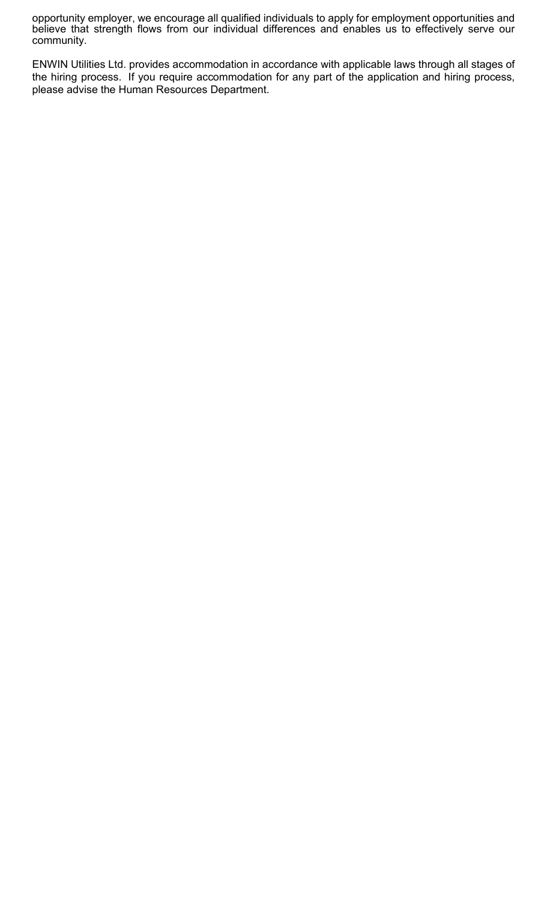opportunity employer, we encourage all qualified individuals to apply for employment opportunities and believe that strength flows from our individual differences and enables us to effectively serve our community.

ENWIN Utilities Ltd. provides accommodation in accordance with applicable laws through all stages of the hiring process. If you require accommodation for any part of the application and hiring process, please advise the Human Resources Department.